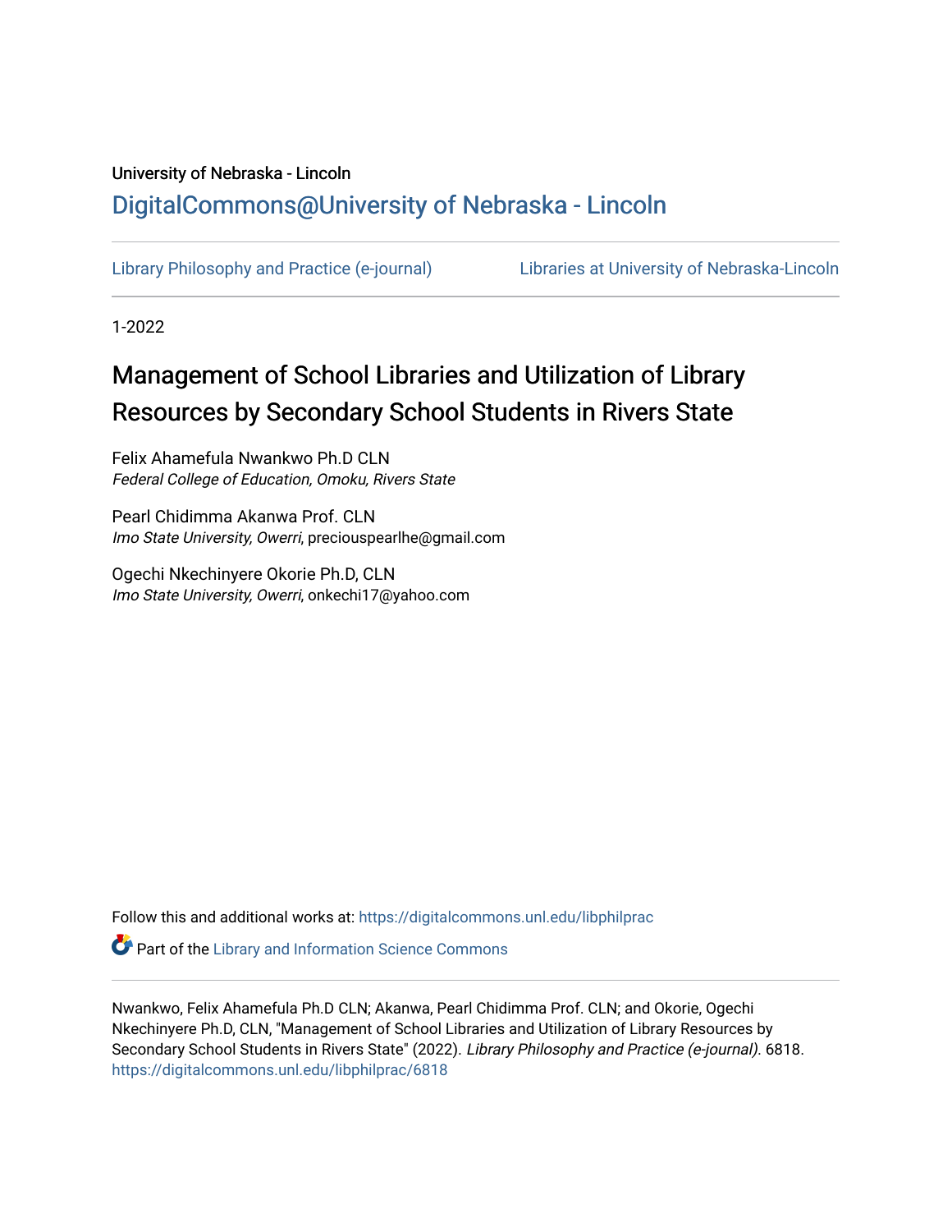University of Nebraska - Lincoln

## DigitalCommons@University of Nebraska - Lincoln

Library Philosophy and Practice (e-journal)    Libraries at University of Nebraska-Lincoln

1-2022

# Management of School Libraries and Utilization of Library Resources by Secondary School Students in Rivers State

Felix Ahamefula Nwankwo Ph.D CLN
*Federal College of Education, Omoku, Rivers State*

Pearl Chidimma Akanwa Prof. CLN
*Imo State University, Owerri*, preciouspearlhe@gmail.com

Ogechi Nkechinyere Okorie Ph.D, CLN
*Imo State University, Owerri*, onkechi17@yahoo.com

Follow this and additional works at: https://digitalcommons.unl.edu/libphilprac

Part of the Library and Information Science Commons

Nwankwo, Felix Ahamefula Ph.D CLN; Akanwa, Pearl Chidimma Prof. CLN; and Okorie, Ogechi Nkechinyere Ph.D, CLN, "Management of School Libraries and Utilization of Library Resources by Secondary School Students in Rivers State" (2022). *Library Philosophy and Practice (e-journal)*. 6818.
https://digitalcommons.unl.edu/libphilprac/6818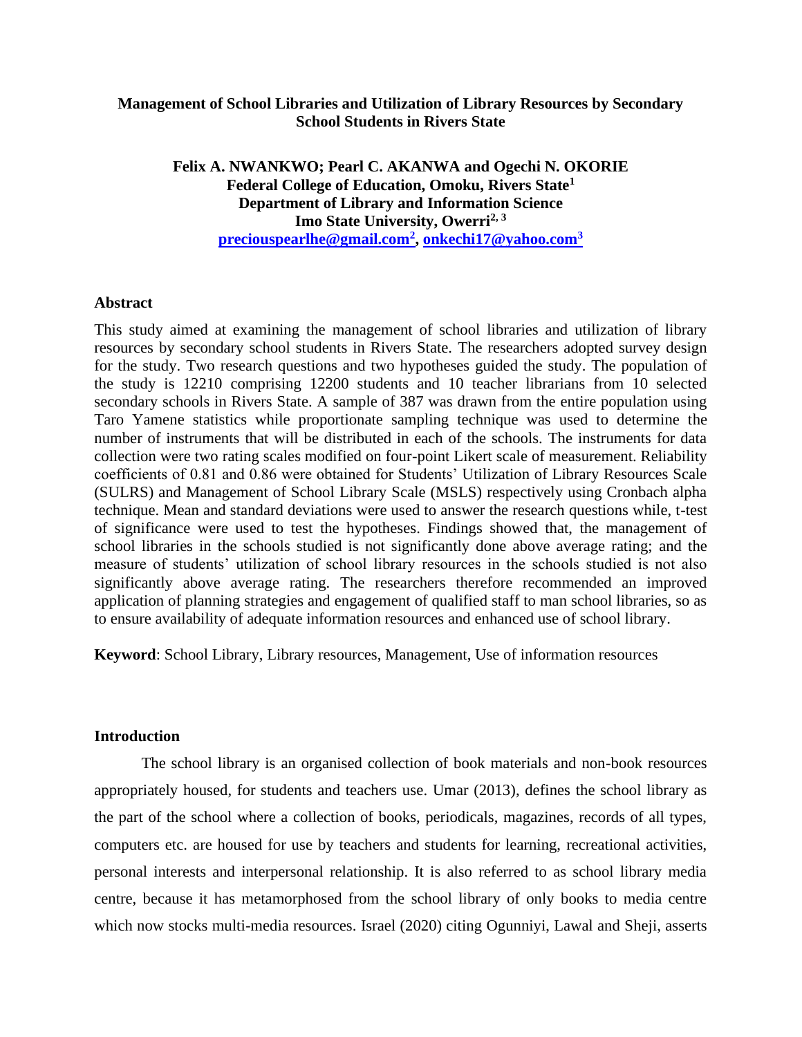**Management of School Libraries and Utilization of Library Resources by Secondary School Students in Rivers State**

**Felix A. NWANKWO; Pearl C. AKANWA and Ogechi N. OKORIE**
**Federal College of Education, Omoku, Rivers State[1]**
**Department of Library and Information Science**
**Imo State University, Owerri[2, 3]**
**preciouspearlhe@gmail.com[2], onkechi17@yahoo.com[3]**

## Abstract

This study aimed at examining the management of school libraries and utilization of library resources by secondary school students in Rivers State. The researchers adopted survey design for the study. Two research questions and two hypotheses guided the study. The population of the study is 12210 comprising 12200 students and 10 teacher librarians from 10 selected secondary schools in Rivers State. A sample of 387 was drawn from the entire population using Taro Yamene statistics while proportionate sampling technique was used to determine the number of instruments that will be distributed in each of the schools. The instruments for data collection were two rating scales modified on four-point Likert scale of measurement. Reliability coefficients of 0.81 and 0.86 were obtained for Students' Utilization of Library Resources Scale (SULRS) and Management of School Library Scale (MSLS) respectively using Cronbach alpha technique. Mean and standard deviations were used to answer the research questions while, t-test of significance were used to test the hypotheses. Findings showed that, the management of school libraries in the schools studied is not significantly done above average rating; and the measure of students' utilization of school library resources in the schools studied is not also significantly above average rating. The researchers therefore recommended an improved application of planning strategies and engagement of qualified staff to man school libraries, so as to ensure availability of adequate information resources and enhanced use of school library.

**Keyword**: School Library, Library resources, Management, Use of information resources

## Introduction

The school library is an organised collection of book materials and non-book resources appropriately housed, for students and teachers use. Umar (2013), defines the school library as the part of the school where a collection of books, periodicals, magazines, records of all types, computers etc. are housed for use by teachers and students for learning, recreational activities, personal interests and interpersonal relationship. It is also referred to as school library media centre, because it has metamorphosed from the school library of only books to media centre which now stocks multi-media resources. Israel (2020) citing Ogunniyi, Lawal and Sheji, asserts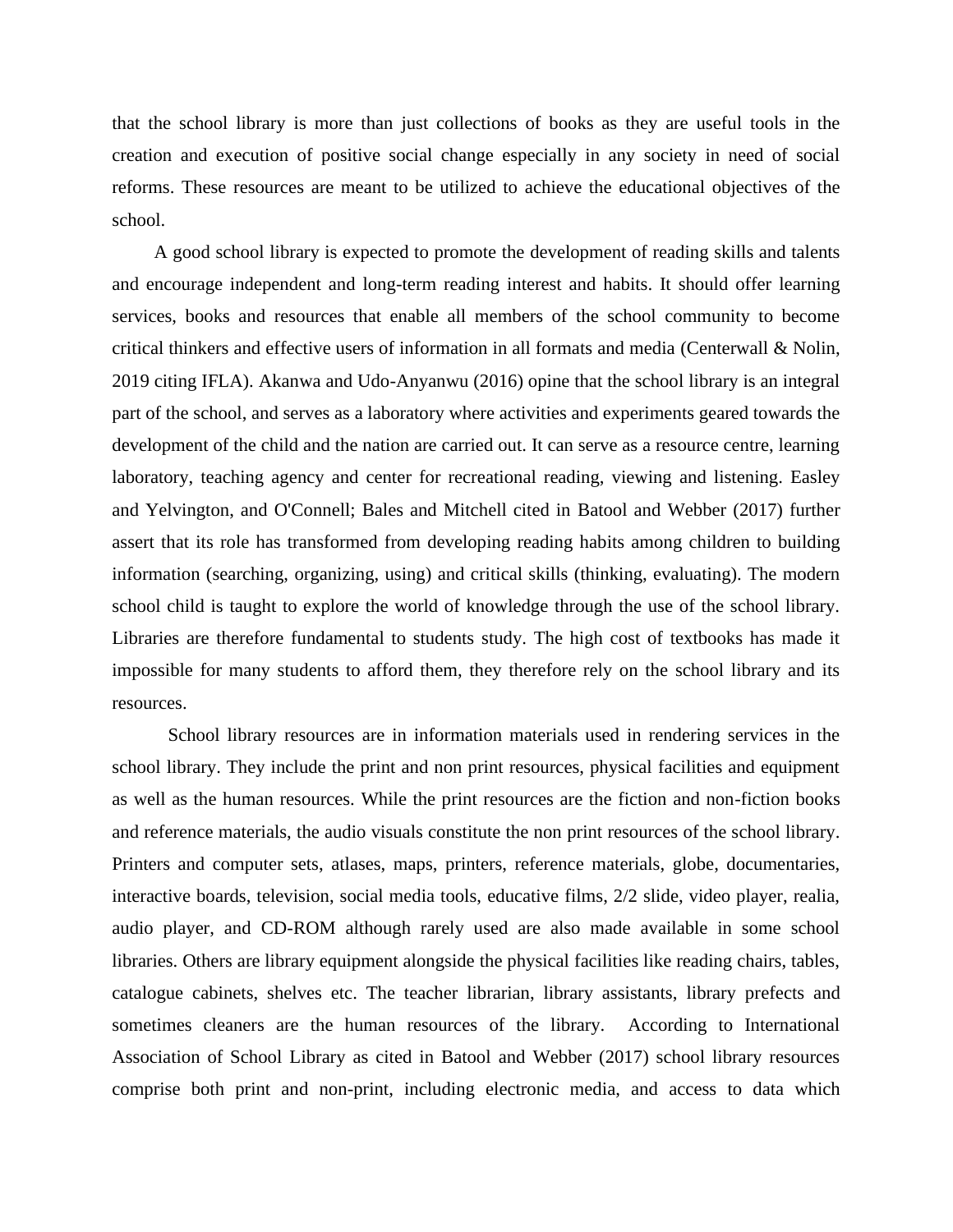that the school library is more than just collections of books as they are useful tools in the creation and execution of positive social change especially in any society in need of social reforms. These resources are meant to be utilized to achieve the educational objectives of the school.

A good school library is expected to promote the development of reading skills and talents and encourage independent and long-term reading interest and habits. It should offer learning services, books and resources that enable all members of the school community to become critical thinkers and effective users of information in all formats and media (Centerwall & Nolin, 2019 citing IFLA). Akanwa and Udo-Anyanwu (2016) opine that the school library is an integral part of the school, and serves as a laboratory where activities and experiments geared towards the development of the child and the nation are carried out. It can serve as a resource centre, learning laboratory, teaching agency and center for recreational reading, viewing and listening. Easley and Yelvington, and O'Connell; Bales and Mitchell cited in Batool and Webber (2017) further assert that its role has transformed from developing reading habits among children to building information (searching, organizing, using) and critical skills (thinking, evaluating). The modern school child is taught to explore the world of knowledge through the use of the school library. Libraries are therefore fundamental to students study. The high cost of textbooks has made it impossible for many students to afford them, they therefore rely on the school library and its resources.

School library resources are in information materials used in rendering services in the school library. They include the print and non print resources, physical facilities and equipment as well as the human resources. While the print resources are the fiction and non-fiction books and reference materials, the audio visuals constitute the non print resources of the school library. Printers and computer sets, atlases, maps, printers, reference materials, globe, documentaries, interactive boards, television, social media tools, educative films, 2/2 slide, video player, realia, audio player, and CD-ROM although rarely used are also made available in some school libraries. Others are library equipment alongside the physical facilities like reading chairs, tables, catalogue cabinets, shelves etc. The teacher librarian, library assistants, library prefects and sometimes cleaners are the human resources of the library. According to International Association of School Library as cited in Batool and Webber (2017) school library resources comprise both print and non-print, including electronic media, and access to data which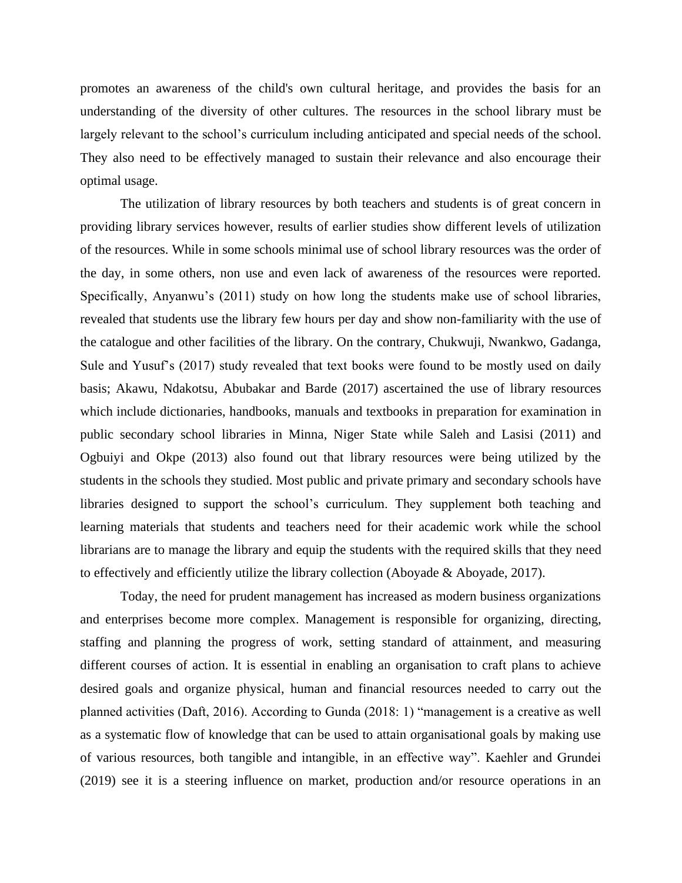promotes an awareness of the child's own cultural heritage, and provides the basis for an understanding of the diversity of other cultures. The resources in the school library must be largely relevant to the school's curriculum including anticipated and special needs of the school. They also need to be effectively managed to sustain their relevance and also encourage their optimal usage.

The utilization of library resources by both teachers and students is of great concern in providing library services however, results of earlier studies show different levels of utilization of the resources. While in some schools minimal use of school library resources was the order of the day, in some others, non use and even lack of awareness of the resources were reported. Specifically, Anyanwu's (2011) study on how long the students make use of school libraries, revealed that students use the library few hours per day and show non-familiarity with the use of the catalogue and other facilities of the library. On the contrary, Chukwuji, Nwankwo, Gadanga, Sule and Yusuf's (2017) study revealed that text books were found to be mostly used on daily basis; Akawu, Ndakotsu, Abubakar and Barde (2017) ascertained the use of library resources which include dictionaries, handbooks, manuals and textbooks in preparation for examination in public secondary school libraries in Minna, Niger State while Saleh and Lasisi (2011) and Ogbuiyi and Okpe (2013) also found out that library resources were being utilized by the students in the schools they studied. Most public and private primary and secondary schools have libraries designed to support the school's curriculum. They supplement both teaching and learning materials that students and teachers need for their academic work while the school librarians are to manage the library and equip the students with the required skills that they need to effectively and efficiently utilize the library collection (Aboyade & Aboyade, 2017).

Today, the need for prudent management has increased as modern business organizations and enterprises become more complex. Management is responsible for organizing, directing, staffing and planning the progress of work, setting standard of attainment, and measuring different courses of action. It is essential in enabling an organisation to craft plans to achieve desired goals and organize physical, human and financial resources needed to carry out the planned activities (Daft, 2016). According to Gunda (2018: 1) "management is a creative as well as a systematic flow of knowledge that can be used to attain organisational goals by making use of various resources, both tangible and intangible, in an effective way". Kaehler and Grundei (2019) see it is a steering influence on market, production and/or resource operations in an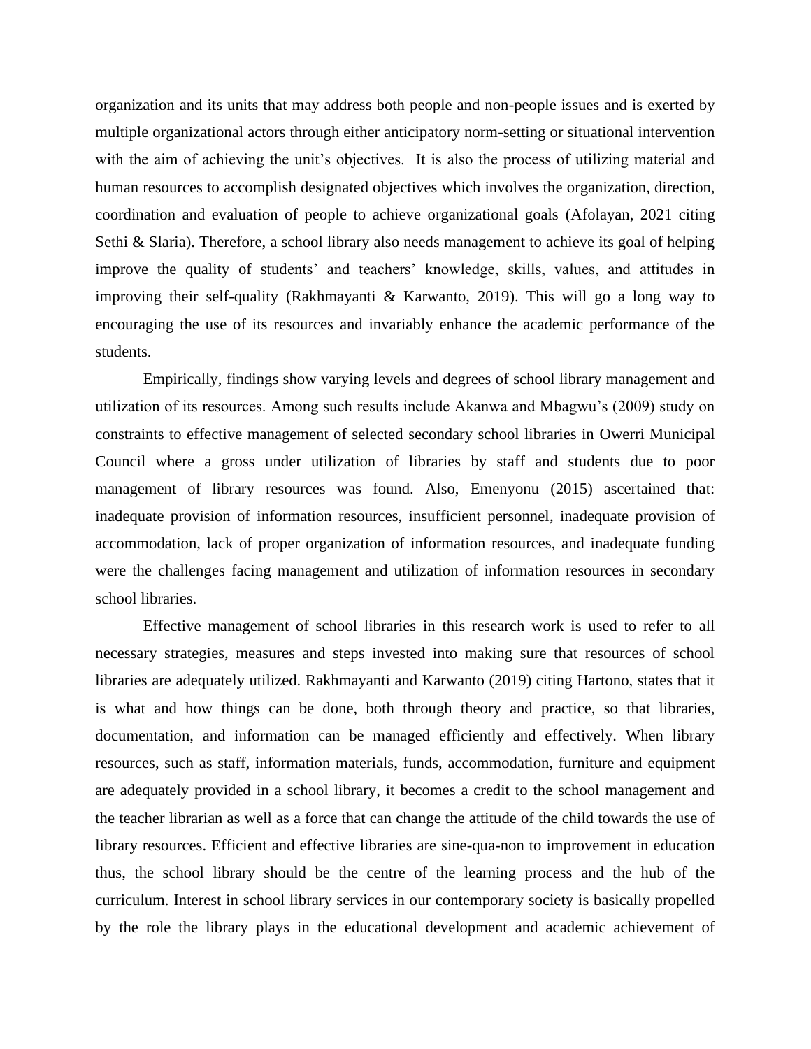organization and its units that may address both people and non-people issues and is exerted by multiple organizational actors through either anticipatory norm-setting or situational intervention with the aim of achieving the unit's objectives. It is also the process of utilizing material and human resources to accomplish designated objectives which involves the organization, direction, coordination and evaluation of people to achieve organizational goals (Afolayan, 2021 citing Sethi & Slaria). Therefore, a school library also needs management to achieve its goal of helping improve the quality of students' and teachers' knowledge, skills, values, and attitudes in improving their self-quality (Rakhmayanti & Karwanto, 2019). This will go a long way to encouraging the use of its resources and invariably enhance the academic performance of the students.

Empirically, findings show varying levels and degrees of school library management and utilization of its resources. Among such results include Akanwa and Mbagwu's (2009) study on constraints to effective management of selected secondary school libraries in Owerri Municipal Council where a gross under utilization of libraries by staff and students due to poor management of library resources was found. Also, Emenyonu (2015) ascertained that: inadequate provision of information resources, insufficient personnel, inadequate provision of accommodation, lack of proper organization of information resources, and inadequate funding were the challenges facing management and utilization of information resources in secondary school libraries.

Effective management of school libraries in this research work is used to refer to all necessary strategies, measures and steps invested into making sure that resources of school libraries are adequately utilized. Rakhmayanti and Karwanto (2019) citing Hartono, states that it is what and how things can be done, both through theory and practice, so that libraries, documentation, and information can be managed efficiently and effectively. When library resources, such as staff, information materials, funds, accommodation, furniture and equipment are adequately provided in a school library, it becomes a credit to the school management and the teacher librarian as well as a force that can change the attitude of the child towards the use of library resources. Efficient and effective libraries are sine-qua-non to improvement in education thus, the school library should be the centre of the learning process and the hub of the curriculum. Interest in school library services in our contemporary society is basically propelled by the role the library plays in the educational development and academic achievement of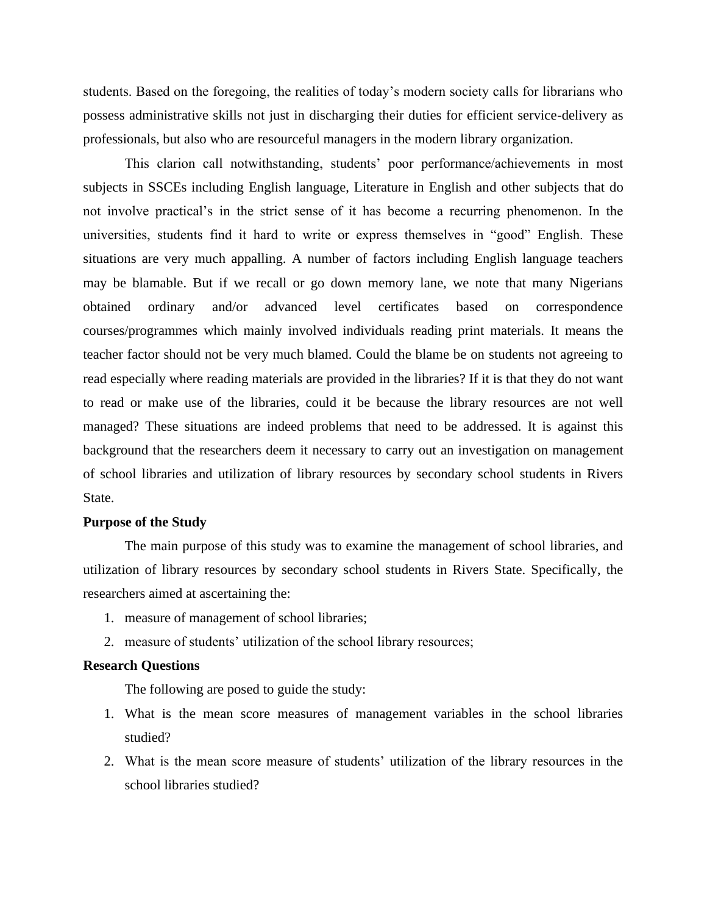students. Based on the foregoing, the realities of today's modern society calls for librarians who possess administrative skills not just in discharging their duties for efficient service-delivery as professionals, but also who are resourceful managers in the modern library organization.

This clarion call notwithstanding, students' poor performance/achievements in most subjects in SSCEs including English language, Literature in English and other subjects that do not involve practical's in the strict sense of it has become a recurring phenomenon. In the universities, students find it hard to write or express themselves in "good" English. These situations are very much appalling. A number of factors including English language teachers may be blamable. But if we recall or go down memory lane, we note that many Nigerians obtained ordinary and/or advanced level certificates based on correspondence courses/programmes which mainly involved individuals reading print materials. It means the teacher factor should not be very much blamed. Could the blame be on students not agreeing to read especially where reading materials are provided in the libraries? If it is that they do not want to read or make use of the libraries, could it be because the library resources are not well managed? These situations are indeed problems that need to be addressed. It is against this background that the researchers deem it necessary to carry out an investigation on management of school libraries and utilization of library resources by secondary school students in Rivers State.

**Purpose of the Study**

The main purpose of this study was to examine the management of school libraries, and utilization of library resources by secondary school students in Rivers State. Specifically, the researchers aimed at ascertaining the:

1. measure of management of school libraries;
2. measure of students' utilization of the school library resources;

**Research Questions**

The following are posed to guide the study:

1. What is the mean score measures of management variables in the school libraries studied?
2. What is the mean score measure of students' utilization of the library resources in the school libraries studied?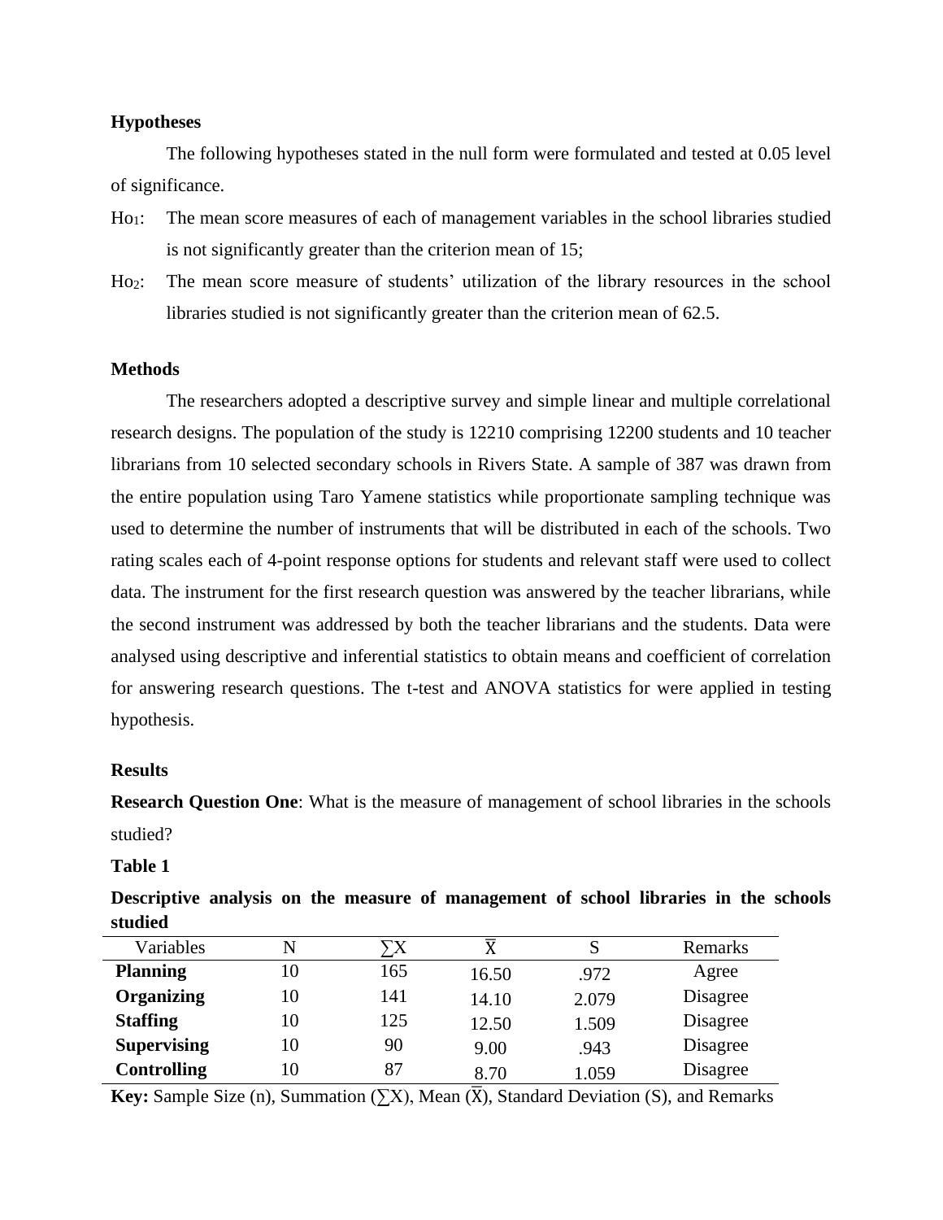### Hypotheses

The following hypotheses stated in the null form were formulated and tested at 0.05 level of significance.

$Ho_1$: The mean score measures of each of management variables in the school libraries studied is not significantly greater than the criterion mean of 15;

$Ho_2$: The mean score measure of students' utilization of the library resources in the school libraries studied is not significantly greater than the criterion mean of 62.5.

### Methods

The researchers adopted a descriptive survey and simple linear and multiple correlational research designs. The population of the study is 12210 comprising 12200 students and 10 teacher librarians from 10 selected secondary schools in Rivers State. A sample of 387 was drawn from the entire population using Taro Yamene statistics while proportionate sampling technique was used to determine the number of instruments that will be distributed in each of the schools. Two rating scales each of 4-point response options for students and relevant staff were used to collect data. The instrument for the first research question was answered by the teacher librarians, while the second instrument was addressed by both the teacher librarians and the students. Data were analysed using descriptive and inferential statistics to obtain means and coefficient of correlation for answering research questions. The t-test and ANOVA statistics for were applied in testing hypothesis.

### Results

**Research Question One**: What is the measure of management of school libraries in the schools studied?

**Table 1**

**Descriptive analysis on the measure of management of school libraries in the schools studied**

| Variables | N | $\sum X$ | $\bar{X}$ | S | Remarks |
|---|---|---|---|---|---|
| **Planning** | 10 | 165 | 16.50 | .972 | Agree |
| **Organizing** | 10 | 141 | 14.10 | 2.079 | Disagree |
| **Staffing** | 10 | 125 | 12.50 | 1.509 | Disagree |
| **Supervising** | 10 | 90 | 9.00 | .943 | Disagree |
| **Controlling** | 10 | 87 | 8.70 | 1.059 | Disagree |

**Key:** Sample Size (n), Summation ($\sum X$), Mean ($\bar{X}$), Standard Deviation (S), and Remarks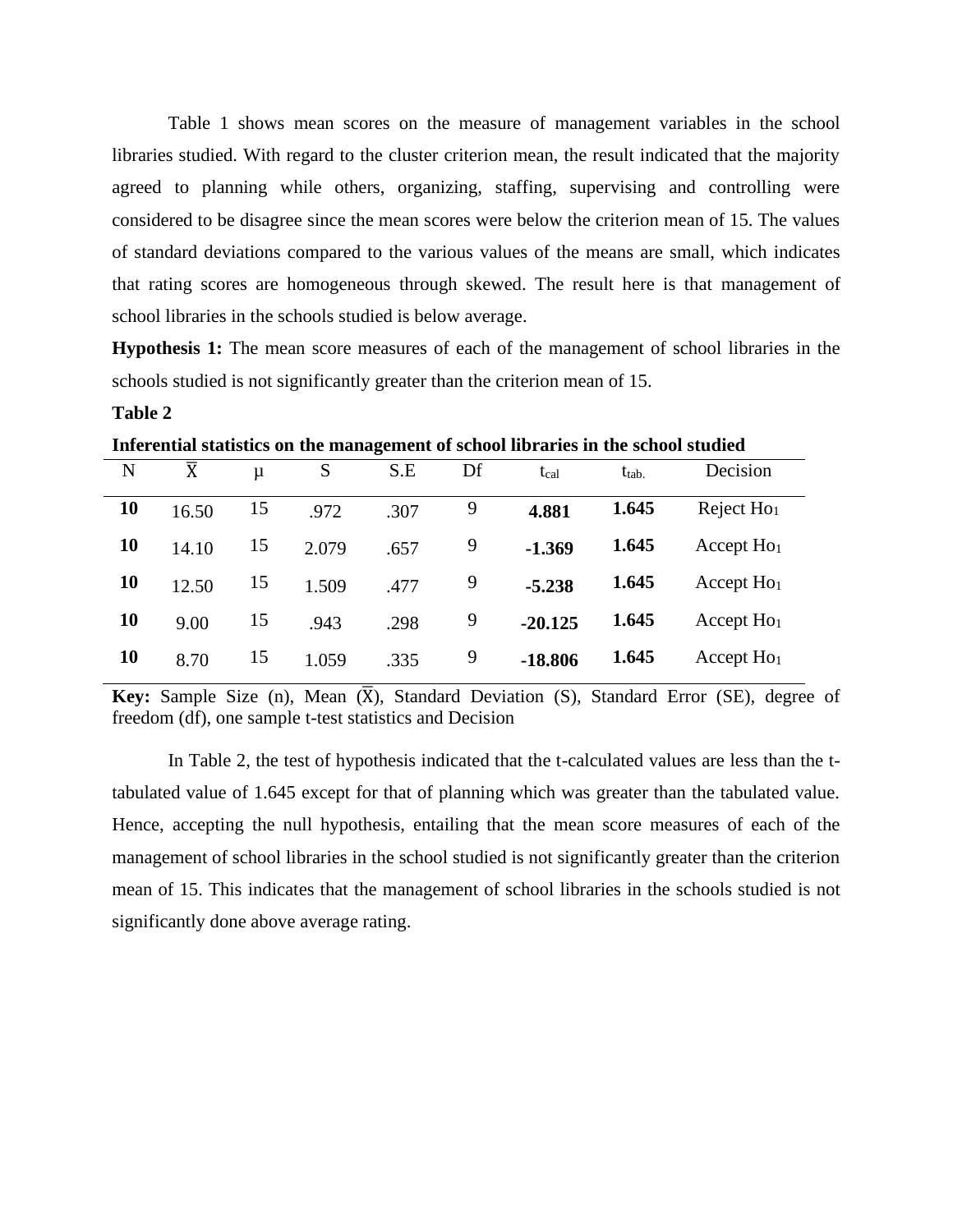Table 1 shows mean scores on the measure of management variables in the school libraries studied. With regard to the cluster criterion mean, the result indicated that the majority agreed to planning while others, organizing, staffing, supervising and controlling were considered to be disagree since the mean scores were below the criterion mean of 15. The values of standard deviations compared to the various values of the means are small, which indicates that rating scores are homogeneous through skewed. The result here is that management of school libraries in the schools studied is below average.

**Hypothesis 1:** The mean score measures of each of the management of school libraries in the schools studied is not significantly greater than the criterion mean of 15.

**Table 2**

**Inferential statistics on the management of school libraries in the school studied**

| N | $\bar{X}$ | μ | S | S.E | Df | $t_{cal}$ | $t_{tab.}$ | Decision |
|---|---|---|---|---|---|---|---|---|
| **10** | 16.50 | 15 | .972 | .307 | 9 | **4.881** | **1.645** | Reject $Ho_1$ |
| **10** | 14.10 | 15 | 2.079 | .657 | 9 | **-1.369** | **1.645** | Accept $Ho_1$ |
| **10** | 12.50 | 15 | 1.509 | .477 | 9 | **-5.238** | **1.645** | Accept $Ho_1$ |
| **10** | 9.00 | 15 | .943 | .298 | 9 | **-20.125** | **1.645** | Accept $Ho_1$ |
| **10** | 8.70 | 15 | 1.059 | .335 | 9 | **-18.806** | **1.645** | Accept $Ho_1$ |

**Key:** Sample Size (n), Mean ($\bar{X}$), Standard Deviation (S), Standard Error (SE), degree of freedom (df), one sample t-test statistics and Decision

In Table 2, the test of hypothesis indicated that the t-calculated values are less than the t-tabulated value of 1.645 except for that of planning which was greater than the tabulated value. Hence, accepting the null hypothesis, entailing that the mean score measures of each of the management of school libraries in the school studied is not significantly greater than the criterion mean of 15. This indicates that the management of school libraries in the schools studied is not significantly done above average rating.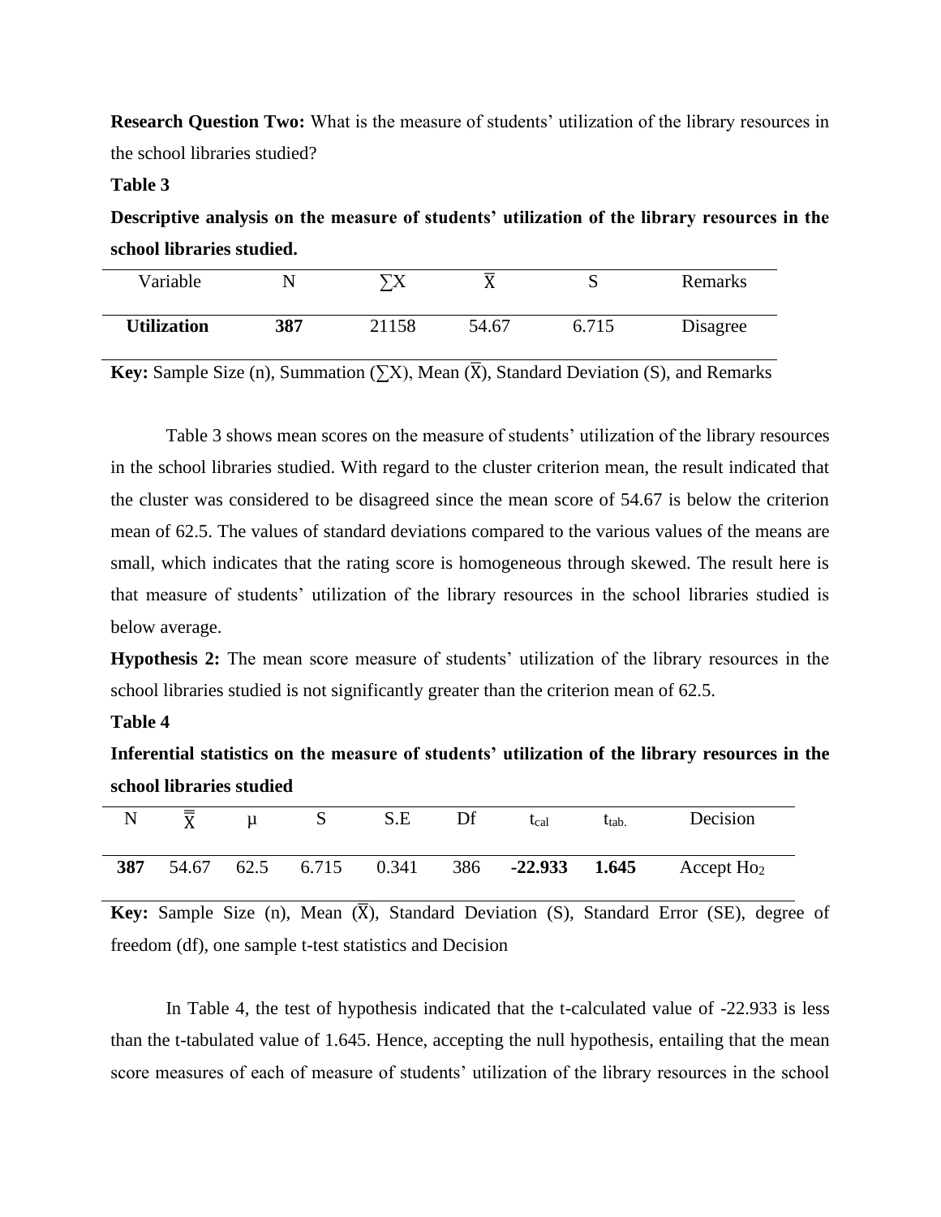**Research Question Two:** What is the measure of students' utilization of the library resources in the school libraries studied?

**Table 3**

**Descriptive analysis on the measure of students' utilization of the library resources in the school libraries studied.**

| Variable | N | $\sum X$ | $\bar{X}$ | S | Remarks |
|---|---|---|---|---|---|
| **Utilization** | **387** | 21158 | 54.67 | 6.715 | Disagree |

**Key:** Sample Size (n), Summation ($\sum X$), Mean ($\bar{X}$), Standard Deviation (S), and Remarks

Table 3 shows mean scores on the measure of students' utilization of the library resources in the school libraries studied. With regard to the cluster criterion mean, the result indicated that the cluster was considered to be disagreed since the mean score of 54.67 is below the criterion mean of 62.5. The values of standard deviations compared to the various values of the means are small, which indicates that the rating score is homogeneous through skewed. The result here is that measure of students' utilization of the library resources in the school libraries studied is below average.

**Hypothesis 2:** The mean score measure of students' utilization of the library resources in the school libraries studied is not significantly greater than the criterion mean of 62.5.

**Table 4**

**Inferential statistics on the measure of students' utilization of the library resources in the school libraries studied**

| N | $\bar{\bar{X}}$ | μ | S | S.E | Df | $t_{cal}$ | $t_{tab.}$ | Decision |
|---|---|---|---|---|---|---|---|---|
| **387** | 54.67 | 62.5 | 6.715 | 0.341 | 386 | **-22.933** | **1.645** | Accept $Ho_2$ |

**Key:** Sample Size (n), Mean ($\bar{X}$), Standard Deviation (S), Standard Error (SE), degree of freedom (df), one sample t-test statistics and Decision

In Table 4, the test of hypothesis indicated that the t-calculated value of -22.933 is less than the t-tabulated value of 1.645. Hence, accepting the null hypothesis, entailing that the mean score measures of each of measure of students' utilization of the library resources in the school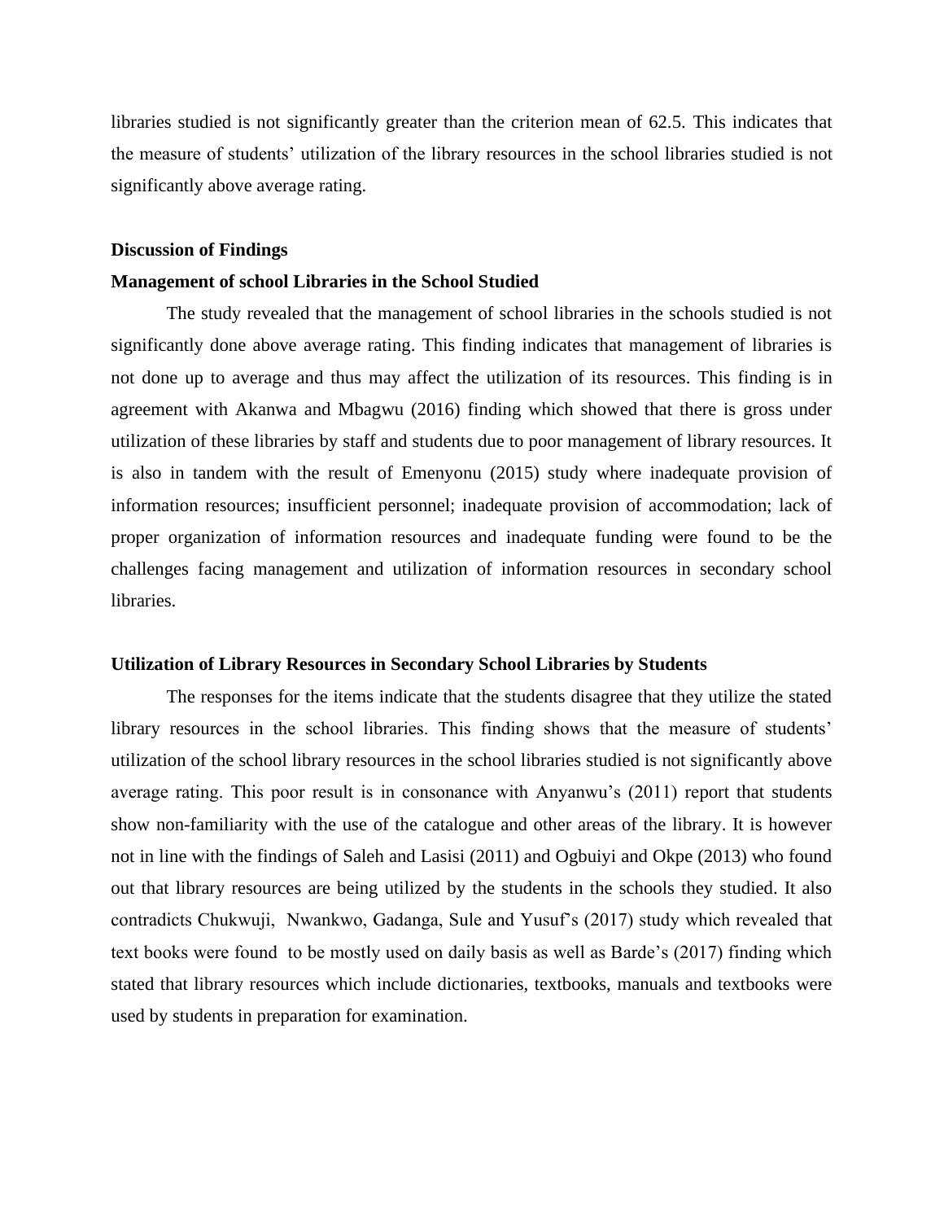libraries studied is not significantly greater than the criterion mean of 62.5. This indicates that the measure of students' utilization of the library resources in the school libraries studied is not significantly above average rating.

### Discussion of Findings

### Management of school Libraries in the School Studied

The study revealed that the management of school libraries in the schools studied is not significantly done above average rating. This finding indicates that management of libraries is not done up to average and thus may affect the utilization of its resources. This finding is in agreement with Akanwa and Mbagwu (2016) finding which showed that there is gross under utilization of these libraries by staff and students due to poor management of library resources. It is also in tandem with the result of Emenyonu (2015) study where inadequate provision of information resources; insufficient personnel; inadequate provision of accommodation; lack of proper organization of information resources and inadequate funding were found to be the challenges facing management and utilization of information resources in secondary school libraries.

### Utilization of Library Resources in Secondary School Libraries by Students

The responses for the items indicate that the students disagree that they utilize the stated library resources in the school libraries. This finding shows that the measure of students' utilization of the school library resources in the school libraries studied is not significantly above average rating. This poor result is in consonance with Anyanwu's (2011) report that students show non-familiarity with the use of the catalogue and other areas of the library. It is however not in line with the findings of Saleh and Lasisi (2011) and Ogbuiyi and Okpe (2013) who found out that library resources are being utilized by the students in the schools they studied. It also contradicts Chukwuji, Nwankwo, Gadanga, Sule and Yusuf's (2017) study which revealed that text books were found to be mostly used on daily basis as well as Barde's (2017) finding which stated that library resources which include dictionaries, textbooks, manuals and textbooks were used by students in preparation for examination.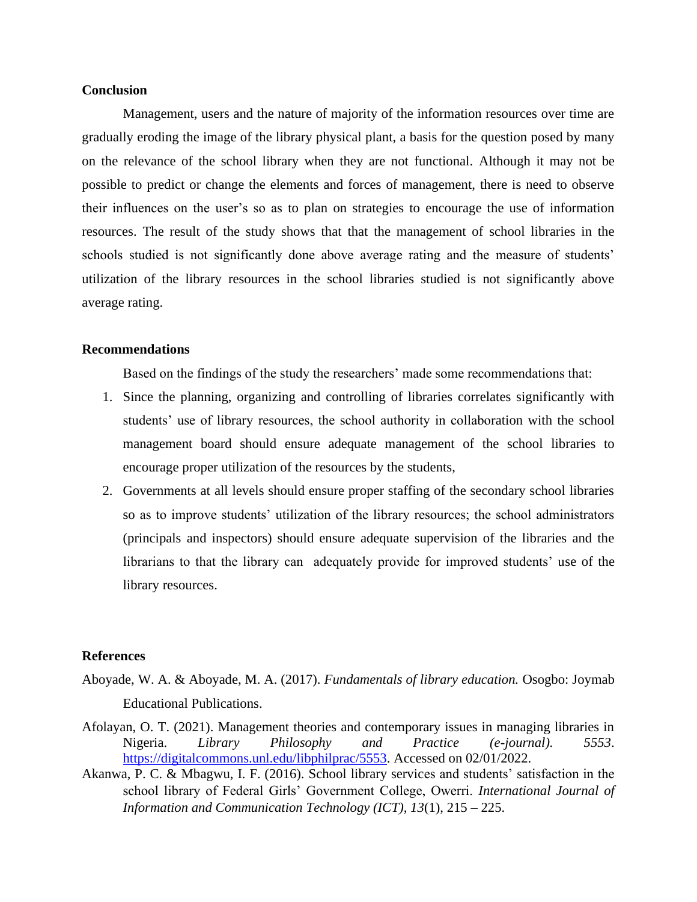**Conclusion**

Management, users and the nature of majority of the information resources over time are gradually eroding the image of the library physical plant, a basis for the question posed by many on the relevance of the school library when they are not functional. Although it may not be possible to predict or change the elements and forces of management, there is need to observe their influences on the user's so as to plan on strategies to encourage the use of information resources. The result of the study shows that that the management of school libraries in the schools studied is not significantly done above average rating and the measure of students' utilization of the library resources in the school libraries studied is not significantly above average rating.

**Recommendations**

Based on the findings of the study the researchers' made some recommendations that:

1. Since the planning, organizing and controlling of libraries correlates significantly with students' use of library resources, the school authority in collaboration with the school management board should ensure adequate management of the school libraries to encourage proper utilization of the resources by the students,
2. Governments at all levels should ensure proper staffing of the secondary school libraries so as to improve students' utilization of the library resources; the school administrators (principals and inspectors) should ensure adequate supervision of the libraries and the librarians to that the library can adequately provide for improved students' use of the library resources.

**References**

Aboyade, W. A. & Aboyade, M. A. (2017). *Fundamentals of library education.* Osogbo: Joymab Educational Publications.

Afolayan, O. T. (2021). Management theories and contemporary issues in managing libraries in Nigeria. *Library Philosophy and Practice (e-journal). 5553*. https://digitalcommons.unl.edu/libphilprac/5553. Accessed on 02/01/2022.

Akanwa, P. C. & Mbagwu, I. F. (2016). School library services and students' satisfaction in the school library of Federal Girls' Government College, Owerri. *International Journal of Information and Communication Technology (ICT), 13*(1), 215 – 225.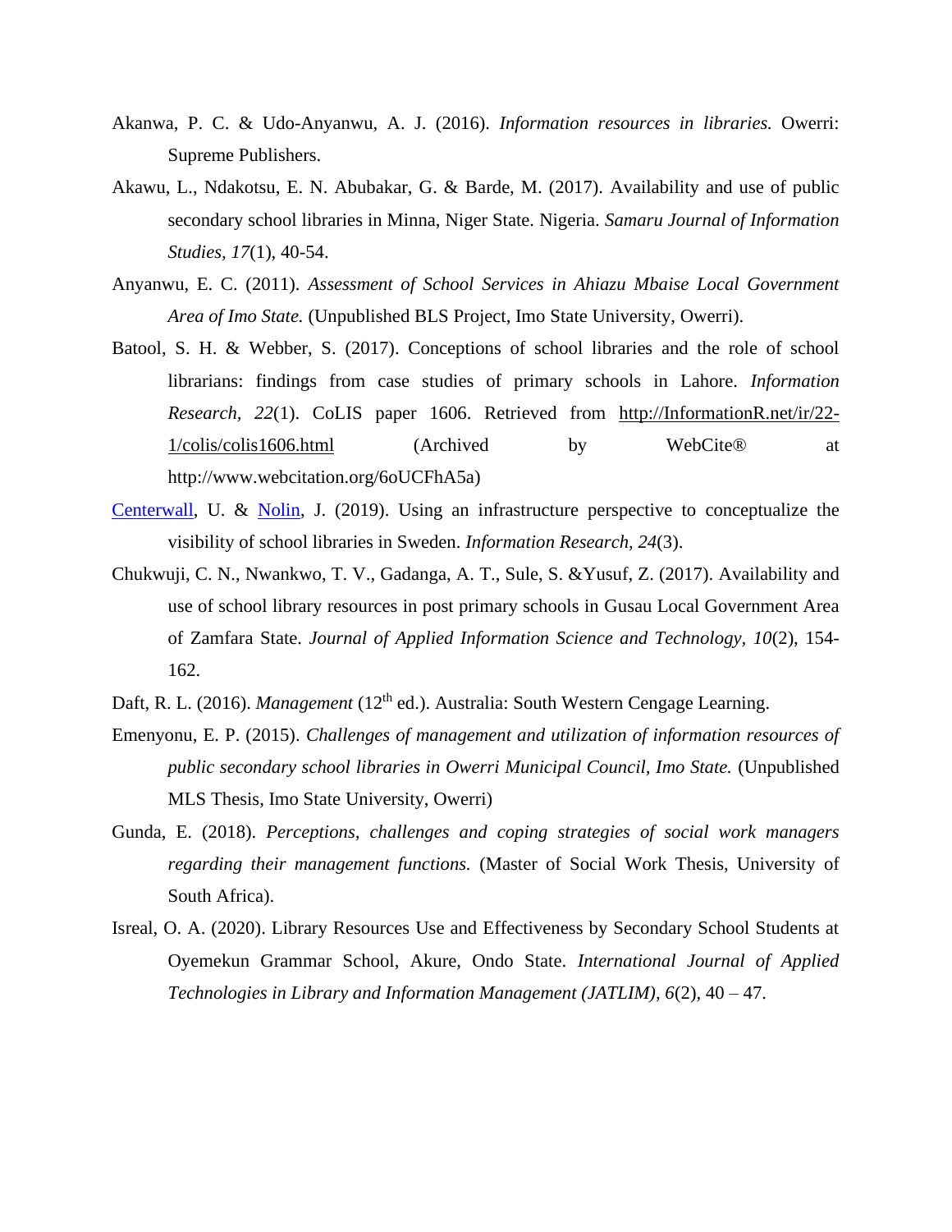Akanwa, P. C. & Udo-Anyanwu, A. J. (2016). *Information resources in libraries.* Owerri: Supreme Publishers.

Akawu, L., Ndakotsu, E. N. Abubakar, G. & Barde, M. (2017). Availability and use of public secondary school libraries in Minna, Niger State. Nigeria. *Samaru Journal of Information Studies, 17*(1), 40-54.

Anyanwu, E. C. (2011). *Assessment of School Services in Ahiazu Mbaise Local Government Area of Imo State.* (Unpublished BLS Project, Imo State University, Owerri).

Batool, S. H. & Webber, S. (2017). Conceptions of school libraries and the role of school librarians: findings from case studies of primary schools in Lahore. *Information Research, 22*(1). CoLIS paper 1606. Retrieved from http://InformationR.net/ir/22-1/colis/colis1606.html (Archived by WebCite® at http://www.webcitation.org/6oUCFhA5a)

Centerwall, U. & Nolin, J. (2019). Using an infrastructure perspective to conceptualize the visibility of school libraries in Sweden. *Information Research, 24*(3).

Chukwuji, C. N., Nwankwo, T. V., Gadanga, A. T., Sule, S. &Yusuf, Z. (2017). Availability and use of school library resources in post primary schools in Gusau Local Government Area of Zamfara State. *Journal of Applied Information Science and Technology, 10*(2), 154-162.

Daft, R. L. (2016). *Management* (12th ed.). Australia: South Western Cengage Learning.

Emenyonu, E. P. (2015). *Challenges of management and utilization of information resources of public secondary school libraries in Owerri Municipal Council, Imo State.* (Unpublished MLS Thesis, Imo State University, Owerri)

Gunda, E. (2018). *Perceptions, challenges and coping strategies of social work managers regarding their management functions.* (Master of Social Work Thesis, University of South Africa).

Isreal, O. A. (2020). Library Resources Use and Effectiveness by Secondary School Students at Oyemekun Grammar School, Akure, Ondo State. *International Journal of Applied Technologies in Library and Information Management (JATLIM), 6*(2), 40 – 47.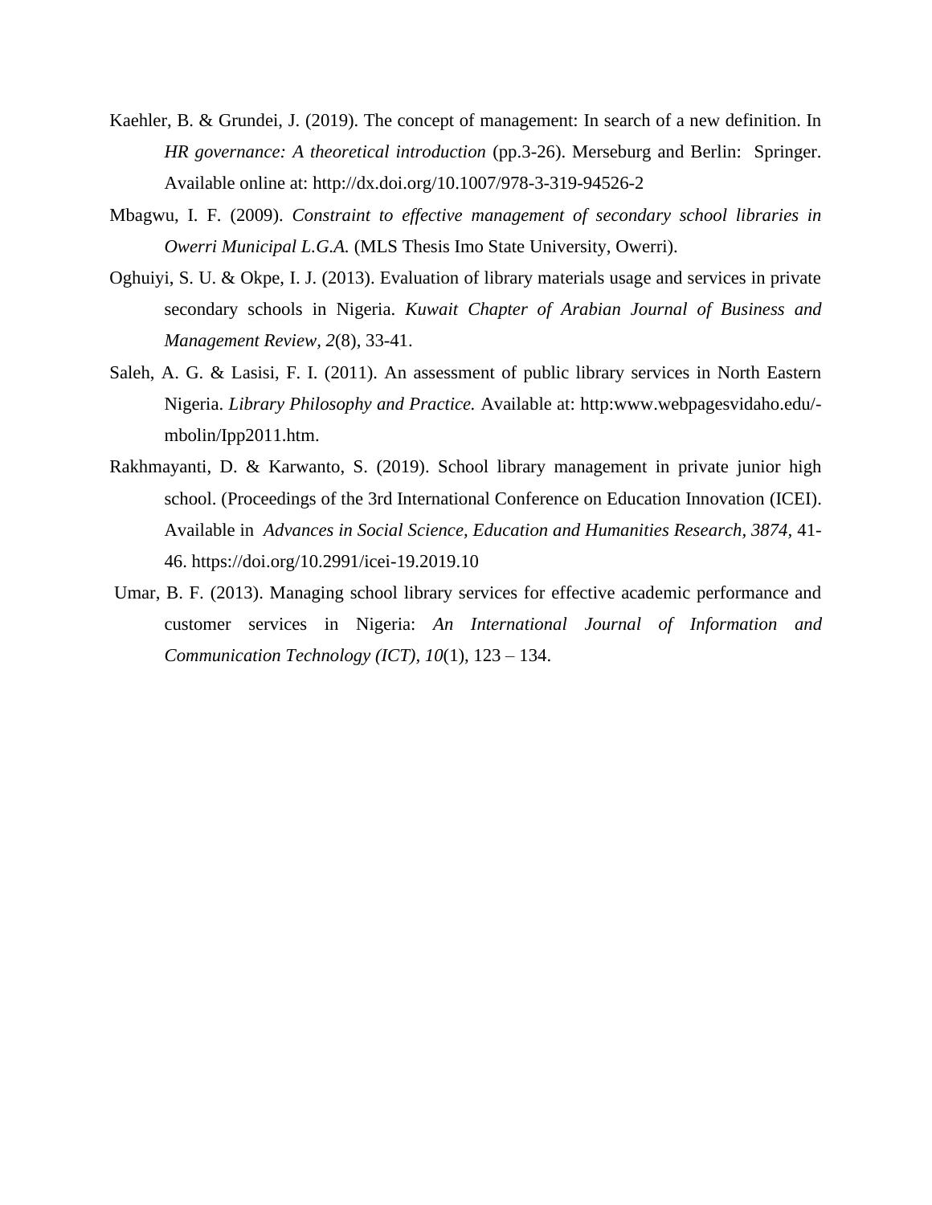Kaehler, B. & Grundei, J. (2019). The concept of management: In search of a new definition. In *HR governance: A theoretical introduction* (pp.3-26). Merseburg and Berlin: Springer. Available online at: http://dx.doi.org/10.1007/978-3-319-94526-2

Mbagwu, I. F. (2009). *Constraint to effective management of secondary school libraries in Owerri Municipal L.G.A.* (MLS Thesis Imo State University, Owerri).

Oghuiyi, S. U. & Okpe, I. J. (2013). Evaluation of library materials usage and services in private secondary schools in Nigeria. *Kuwait Chapter of Arabian Journal of Business and Management Review, 2*(8), 33-41.

Saleh, A. G. & Lasisi, F. I. (2011). An assessment of public library services in North Eastern Nigeria. *Library Philosophy and Practice.* Available at: http:www.webpagesvidaho.edu/-mbolin/Ipp2011.htm.

Rakhmayanti, D. & Karwanto, S. (2019). School library management in private junior high school. (Proceedings of the 3rd International Conference on Education Innovation (ICEI). Available in *Advances in Social Science, Education and Humanities Research, 3874,* 41-46. https://doi.org/10.2991/icei-19.2019.10

Umar, B. F. (2013). Managing school library services for effective academic performance and customer services in Nigeria: *An International Journal of Information and Communication Technology (ICT), 10*(1), 123 – 134.